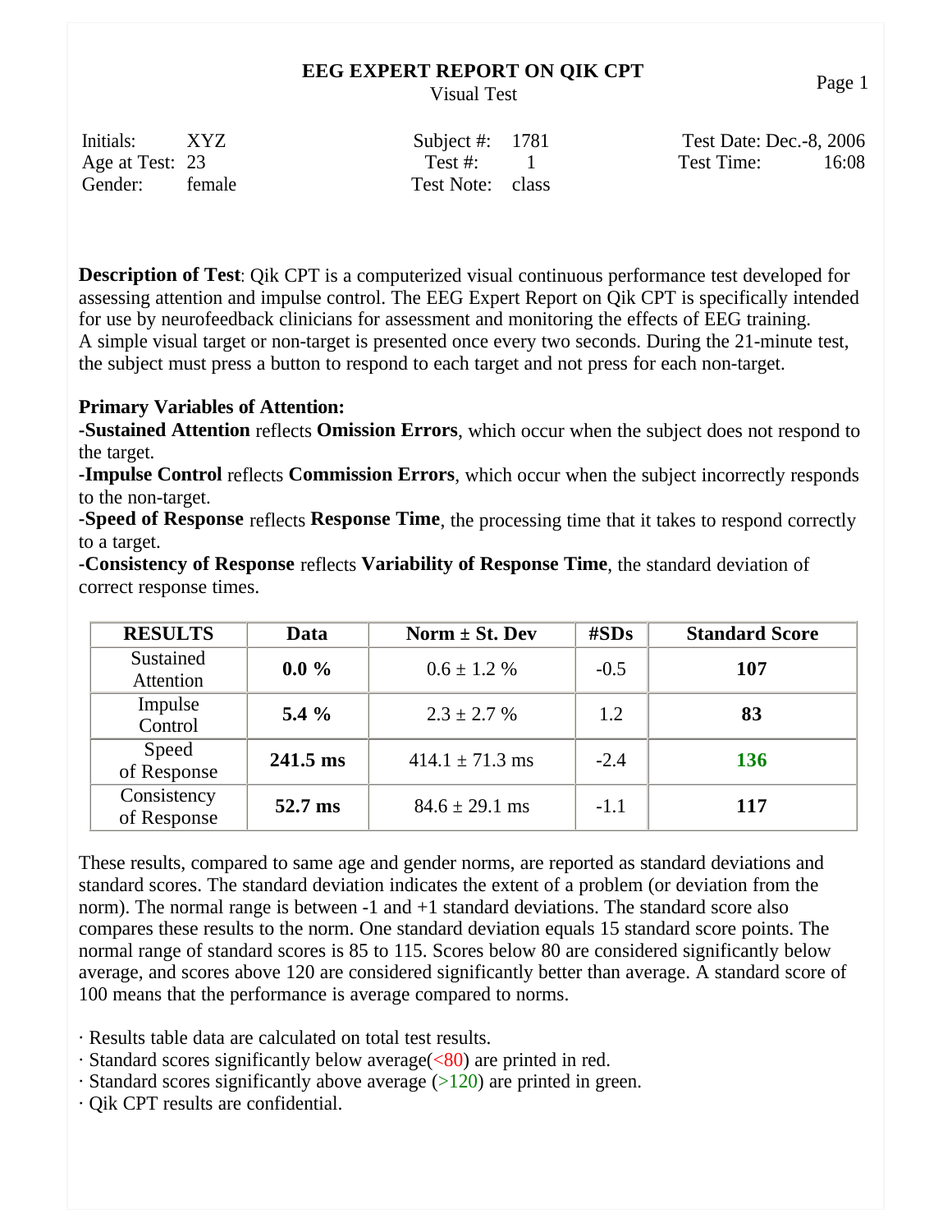# EEG EXPERT REPORT ON QIK CPT

Visual Test

| | | | | | |
|---|---|---|---|---|---|
| Initials: | XYZ | Subject #: | 1781 | Test Date: | Dec.-8, 2006 |
| Age at Test: | 23 | Test #: | 1 | Test Time: | 16:08 |
| Gender: | female | Test Note: | class | | |

**Description of Test**: Qik CPT is a computerized visual continuous performance test developed for assessing attention and impulse control. The EEG Expert Report on Qik CPT is specifically intended for use by neurofeedback clinicians for assessment and monitoring the effects of EEG training.
A simple visual target or non-target is presented once every two seconds. During the 21-minute test, the subject must press a button to respond to each target and not press for each non-target.

**Primary Variables of Attention:**

-**Sustained Attention** reflects **Omission Errors**, which occur when the subject does not respond to the target.
-**Impulse Control** reflects **Commission Errors**, which occur when the subject incorrectly responds to the non-target.
-**Speed of Response** reflects **Response Time**, the processing time that it takes to respond correctly to a target.
-**Consistency of Response** reflects **Variability of Response Time**, the standard deviation of correct response times.

| RESULTS | Data | Norm ± St. Dev | #SDs | Standard Score |
|---|---|---|---|---|
| Sustained Attention | **0.0 %** | 0.6 ± 1.2 % | -0.5 | **107** |
| Impulse Control | **5.4 %** | 2.3 ± 2.7 % | 1.2 | **83** |
| Speed of Response | **241.5 ms** | 414.1 ± 71.3 ms | -2.4 | **136** |
| Consistency of Response | **52.7 ms** | 84.6 ± 29.1 ms | -1.1 | **117** |

These results, compared to same age and gender norms, are reported as standard deviations and standard scores. The standard deviation indicates the extent of a problem (or deviation from the norm). The normal range is between -1 and +1 standard deviations. The standard score also compares these results to the norm. One standard deviation equals 15 standard score points. The normal range of standard scores is 85 to 115. Scores below 80 are considered significantly below average, and scores above 120 are considered significantly better than average. A standard score of 100 means that the performance is average compared to norms.

· Results table data are calculated on total test results.
· Standard scores significantly below average(<80) are printed in red.
· Standard scores significantly above average (>120) are printed in green.
· Qik CPT results are confidential.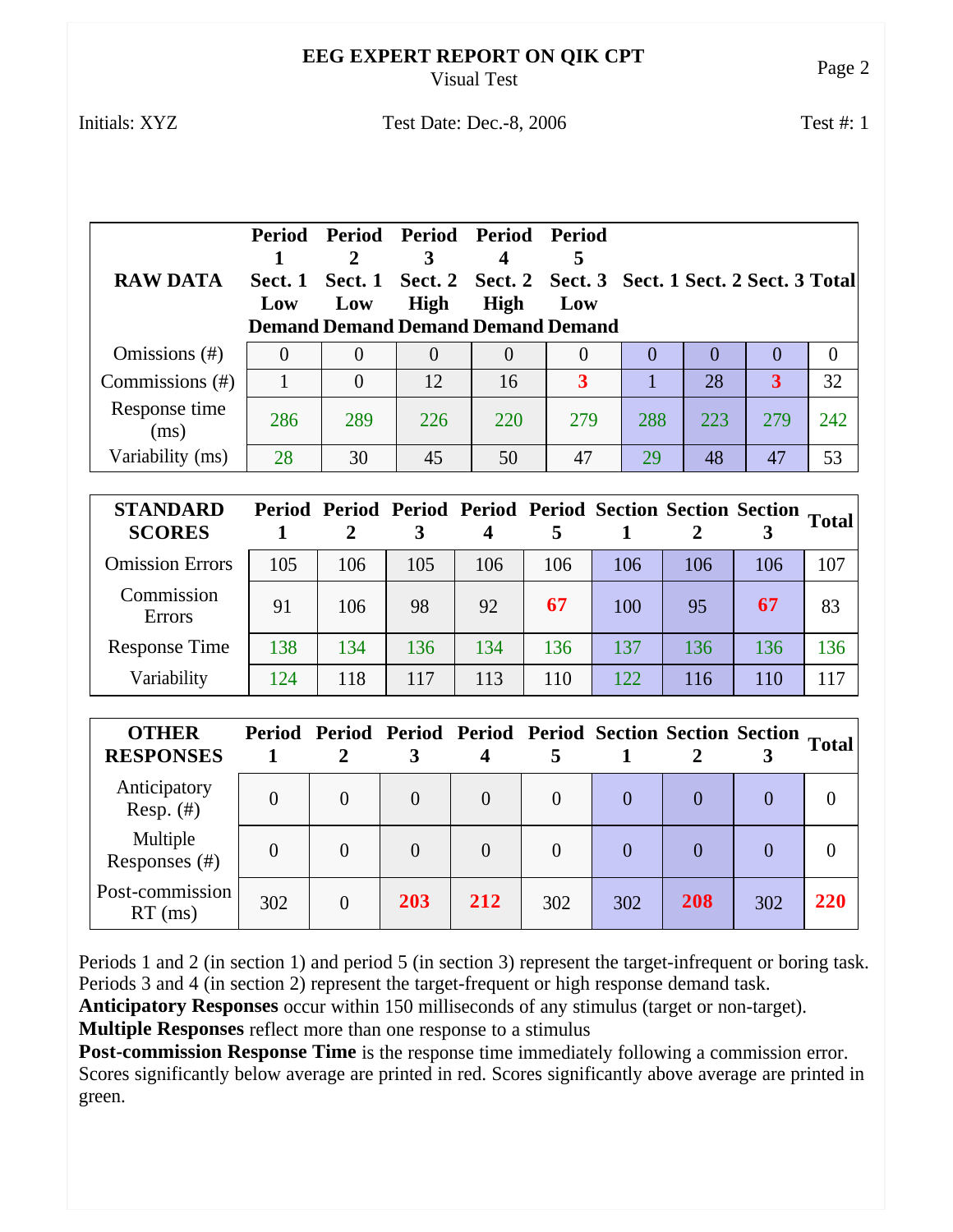# EEG EXPERT REPORT ON QIK CPT

Visual Test

Initials: XYZ | Test Date: Dec.-8, 2006 | Test #: 1

| RAW DATA | Period 1 Sect. 1 Low Demand | Period 2 Sect. 1 Low Demand | Period 3 Sect. 2 High Demand | Period 4 Sect. 2 High Demand | Period 5 Sect. 3 Low Demand | Sect. 1 | Sect. 2 | Sect. 3 | Total |
|---|---|---|---|---|---|---|---|---|---|
| Omissions (#) | 0 | 0 | 0 | 0 | 0 | 0 | 0 | 0 | 0 |
| Commissions (#) | 1 | 0 | 12 | 16 | 3 | 1 | 28 | 3 | 32 |
| Response time (ms) | 286 | 289 | 226 | 220 | 279 | 288 | 223 | 279 | 242 |
| Variability (ms) | 28 | 30 | 45 | 50 | 47 | 29 | 48 | 47 | 53 |

| STANDARD SCORES | Period 1 | Period 2 | Period 3 | Period 4 | Period 5 | Section 1 | Section 2 | Section 3 | Total |
|---|---|---|---|---|---|---|---|---|---|
| Omission Errors | 105 | 106 | 105 | 106 | 106 | 106 | 106 | 106 | 107 |
| Commission Errors | 91 | 106 | 98 | 92 | 67 | 100 | 95 | 67 | 83 |
| Response Time | 138 | 134 | 136 | 134 | 136 | 137 | 136 | 136 | 136 |
| Variability | 124 | 118 | 117 | 113 | 110 | 122 | 116 | 110 | 117 |

| OTHER RESPONSES | Period 1 | Period 2 | Period 3 | Period 4 | Period 5 | Section 1 | Section 2 | Section 3 | Total |
|---|---|---|---|---|---|---|---|---|---|
| Anticipatory Resp. (#) | 0 | 0 | 0 | 0 | 0 | 0 | 0 | 0 | 0 |
| Multiple Responses (#) | 0 | 0 | 0 | 0 | 0 | 0 | 0 | 0 | 0 |
| Post-commission RT (ms) | 302 | 0 | 203 | 212 | 302 | 302 | 208 | 302 | 220 |

Periods 1 and 2 (in section 1) and period 5 (in section 3) represent the target-infrequent or boring task. Periods 3 and 4 (in section 2) represent the target-frequent or high response demand task.

**Anticipatory Responses** occur within 150 milliseconds of any stimulus (target or non-target).

**Multiple Responses** reflect more than one response to a stimulus

**Post-commission Response Time** is the response time immediately following a commission error.

Scores significantly below average are printed in red. Scores significantly above average are printed in green.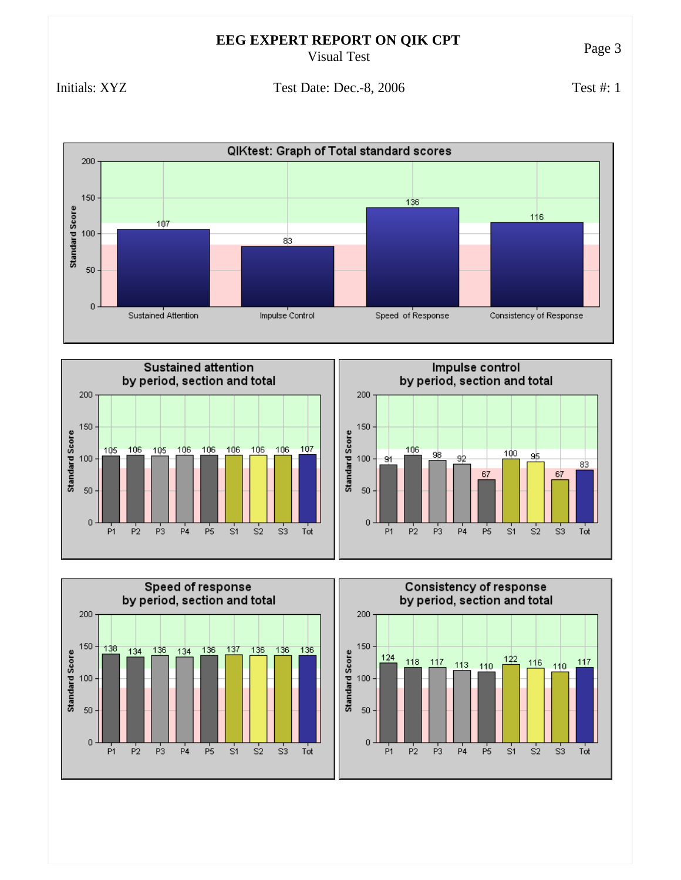# EEG EXPERT REPORT ON QIK CPT

Visual Test

Initials: XYZ | Test Date: Dec.-8, 2006 | Test #: 1

## QIKtest: Graph of Total standard scores

| Measure | Standard Score |
|---|---|
| Sustained Attention | 107 |
| Impulse Control | 83 |
| Speed of Response | 136 |
| Consistency of Response | 116 |

## Sustained attention by period, section and total

| P1 | P2 | P3 | P4 | P5 | S1 | S2 | S3 | Tot |
|---|---|---|---|---|---|---|---|---|
| 105 | 106 | 105 | 106 | 106 | 106 | 106 | 106 | 107 |

## Impulse control by period, section and total

| P1 | P2 | P3 | P4 | P5 | S1 | S2 | S3 | Tot |
|---|---|---|---|---|---|---|---|---|
| 91 | 106 | 98 | 92 | 67 | 100 | 95 | 67 | 83 |

## Speed of response by period, section and total

| P1 | P2 | P3 | P4 | P5 | S1 | S2 | S3 | Tot |
|---|---|---|---|---|---|---|---|---|
| 138 | 134 | 136 | 134 | 136 | 137 | 136 | 136 | 136 |

## Consistency of response by period, section and total

| P1 | P2 | P3 | P4 | P5 | S1 | S2 | S3 | Tot |
|---|---|---|---|---|---|---|---|---|
| 124 | 118 | 117 | 113 | 110 | 122 | 116 | 110 | 117 |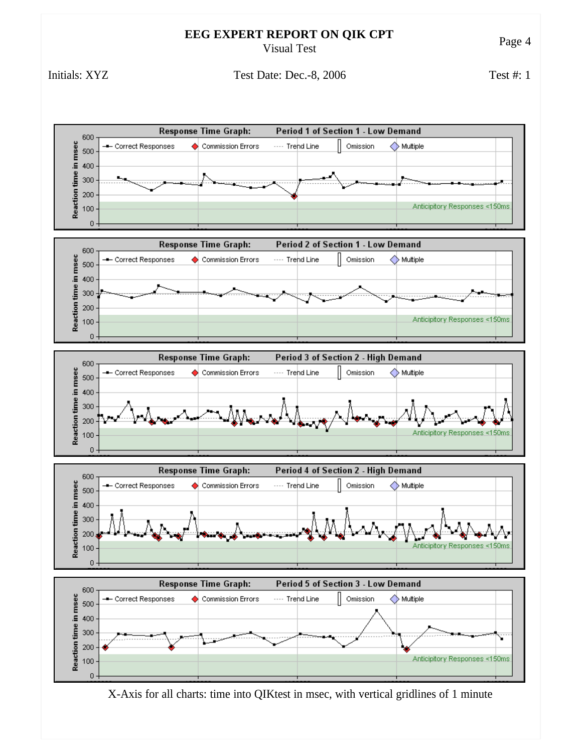# EEG EXPERT REPORT ON QIK CPT

Visual Test

Initials: XYZ    Test Date: Dec.-8, 2006    Test #: 1

**Response Time Graph: Period 1 of Section 1 - Low Demand**

**Response Time Graph: Period 2 of Section 1 - Low Demand**

**Response Time Graph: Period 3 of Section 2 - High Demand**

**Response Time Graph: Period 4 of Section 2 - High Demand**

**Response Time Graph: Period 5 of Section 3 - Low Demand**

Legend: Correct Responses, Commission Errors, Trend Line, Omission, Multiple. Y-axis: Reaction time in msec (0–600). Anticipitory Responses <150ms

X-Axis for all charts: time into QIKtest in msec, with vertical gridlines of 1 minute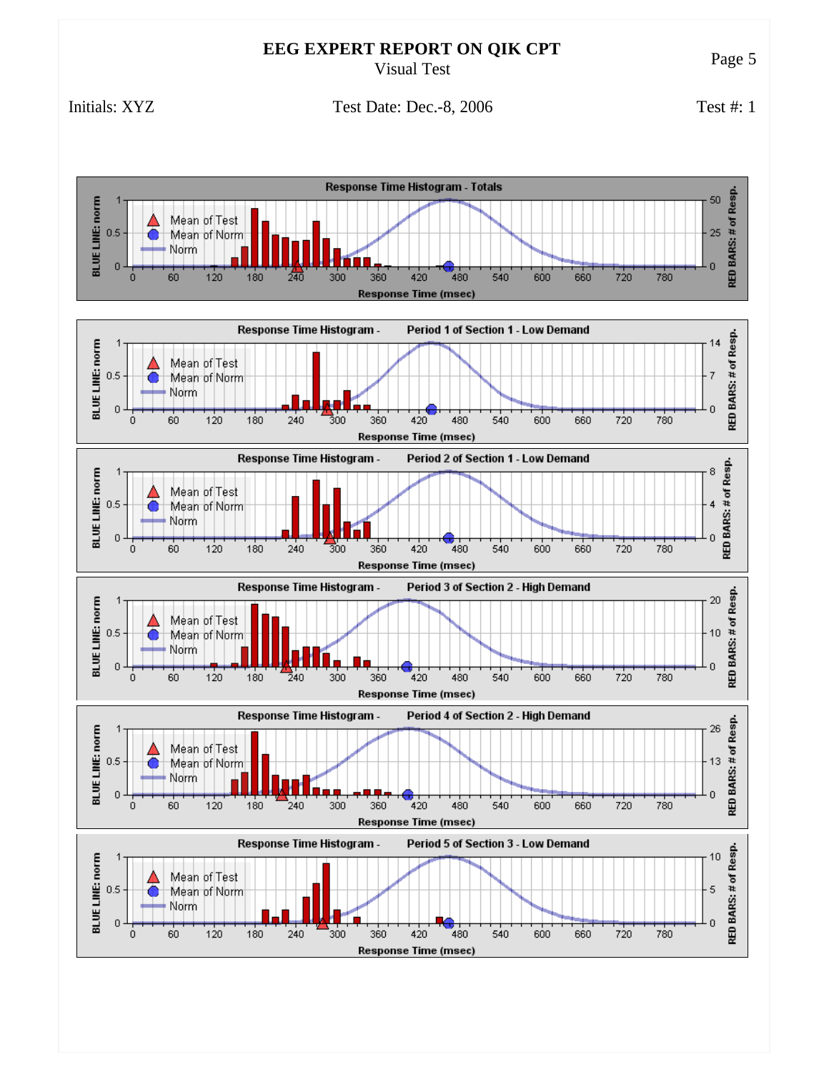# EEG EXPERT REPORT ON QIK CPT

Visual Test

Initials: XYZ    Test Date: Dec.-8, 2006    Test #: 1

**Response Time Histogram - Totals**

BLUE LINE: norm — RED BARS: # of Resp.

Legend: Mean of Test, Mean of Norm, Norm

Response Time (msec)

**Response Time Histogram - Period 1 of Section 1 - Low Demand**

BLUE LINE: norm — RED BARS: # of Resp.

Legend: Mean of Test, Mean of Norm, Norm

Response Time (msec)

**Response Time Histogram - Period 2 of Section 1 - Low Demand**

BLUE LINE: norm — RED BARS: # of Resp.

Legend: Mean of Test, Mean of Norm, Norm

Response Time (msec)

**Response Time Histogram - Period 3 of Section 2 - High Demand**

BLUE LINE: norm — RED BARS: # of Resp.

Legend: Mean of Test, Mean of Norm, Norm

Response Time (msec)

**Response Time Histogram - Period 4 of Section 2 - High Demand**

BLUE LINE: norm — RED BARS: # of Resp.

Legend: Mean of Test, Mean of Norm, Norm

Response Time (msec)

**Response Time Histogram - Period 5 of Section 3 - Low Demand**

BLUE LINE: norm — RED BARS: # of Resp.

Legend: Mean of Test, Mean of Norm, Norm

Response Time (msec)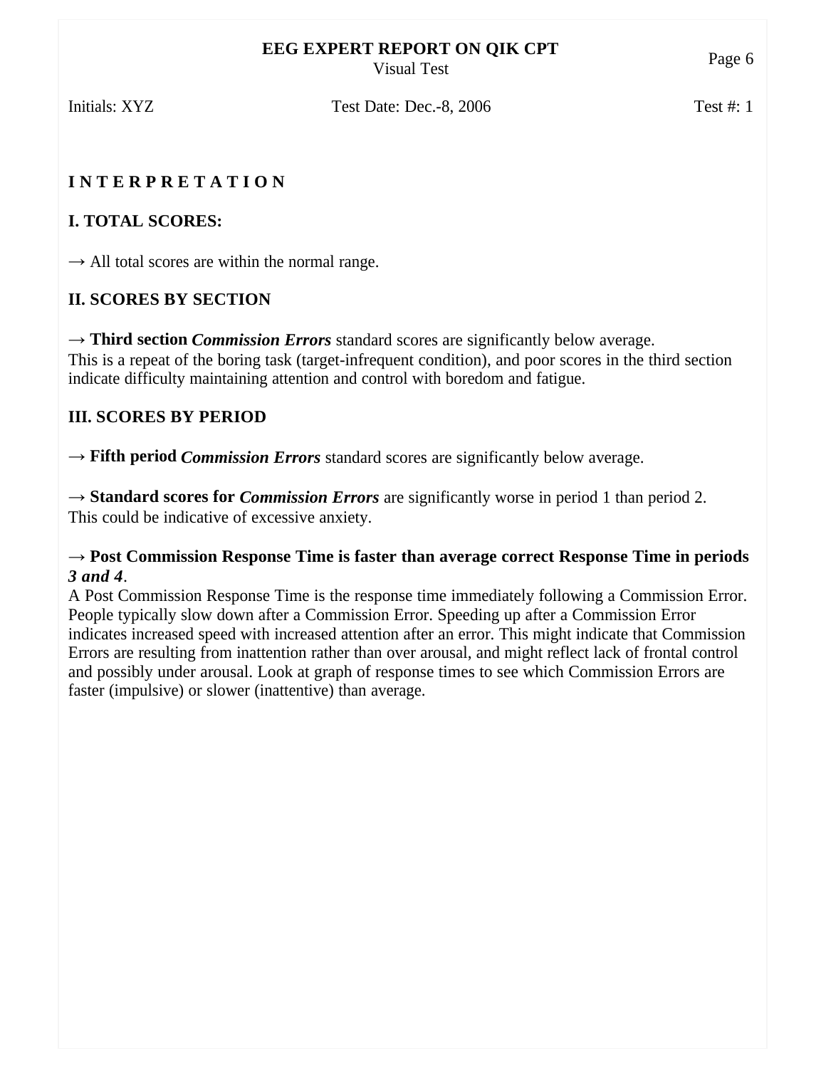I N T E R P R E T A T I O N

**I. TOTAL SCORES:**

→ All total scores are within the normal range.

**II. SCORES BY SECTION**

→ **Third section** ***Commission Errors*** standard scores are significantly below average.
This is a repeat of the boring task (target-infrequent condition), and poor scores in the third section indicate difficulty maintaining attention and control with boredom and fatigue.

**III. SCORES BY PERIOD**

→ **Fifth period** ***Commission Errors*** standard scores are significantly below average.

→ **Standard scores for** ***Commission Errors*** are significantly worse in period 1 than period 2.
This could be indicative of excessive anxiety.

→ **Post Commission Response Time is faster than average correct Response Time in periods** ***3 and 4***.
A Post Commission Response Time is the response time immediately following a Commission Error. People typically slow down after a Commission Error. Speeding up after a Commission Error indicates increased speed with increased attention after an error. This might indicate that Commission Errors are resulting from inattention rather than over arousal, and might reflect lack of frontal control and possibly under arousal. Look at graph of response times to see which Commission Errors are faster (impulsive) or slower (inattentive) than average.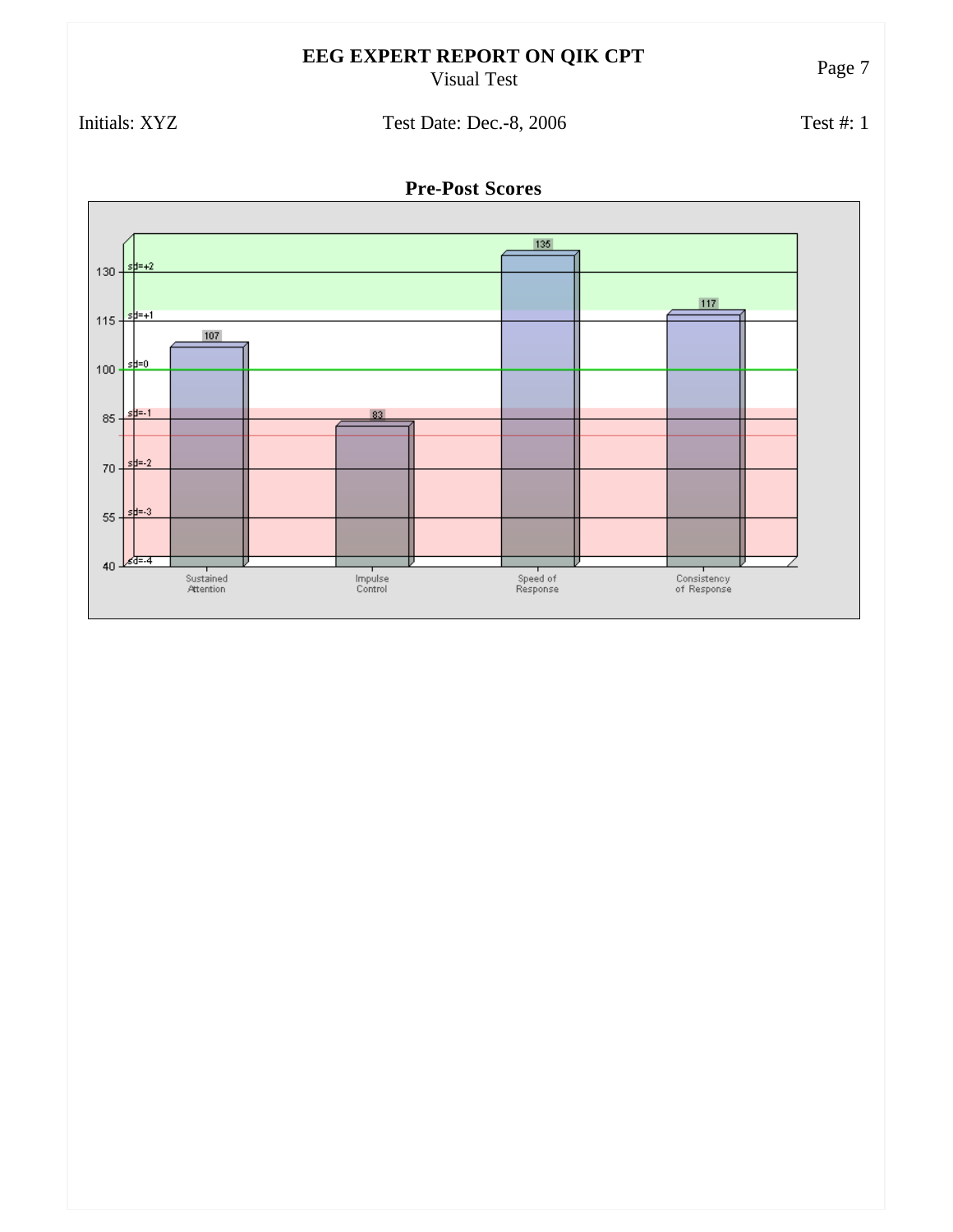# EEG EXPERT REPORT ON QIK CPT

Visual Test

Initials: XYZ | Test Date: Dec.-8, 2006 | Test #: 1

## Pre-Post Scores

130
115
100
85
70
55
40

sd=+2
sd=+1
sd=0
sd=-1
sd=-2
sd=-3
sd=-4

107
83
135
117

Sustained Attention
Impulse Control
Speed of Response
Consistency of Response